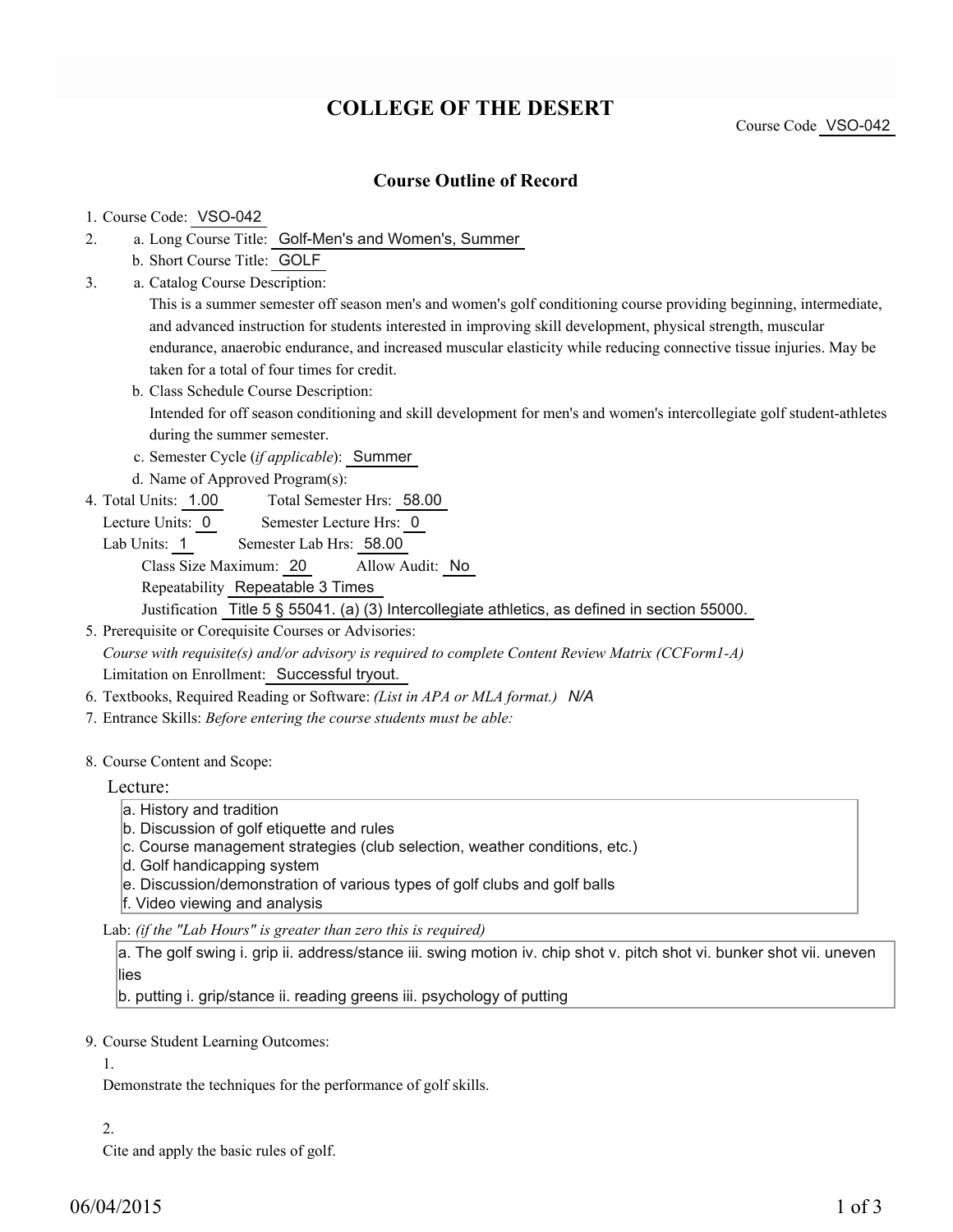# COLLEGE OF THE DESERT

Course Code VSO-042

## Course Outline of Record

1. Course Code: VSO-042
2. a. Long Course Title: Golf-Men's and Women's, Summer
   b. Short Course Title: GOLF
3. a. Catalog Course Description:
   This is a summer semester off season men's and women's golf conditioning course providing beginning, intermediate, and advanced instruction for students interested in improving skill development, physical strength, muscular endurance, anaerobic endurance, and increased muscular elasticity while reducing connective tissue injuries. May be taken for a total of four times for credit.
   b. Class Schedule Course Description:
   Intended for off season conditioning and skill development for men's and women's intercollegiate golf student-athletes during the summer semester.
   c. Semester Cycle (*if applicable*): Summer
   d. Name of Approved Program(s):
4. Total Units: 1.00 Total Semester Hrs: 58.00
   Lecture Units: 0 Semester Lecture Hrs: 0
   Lab Units: 1 Semester Lab Hrs: 58.00
   Class Size Maximum: 20 Allow Audit: No
   Repeatability Repeatable 3 Times
   Justification Title 5 § 55041. (a) (3) Intercollegiate athletics, as defined in section 55000.
5. Prerequisite or Corequisite Courses or Advisories:
   *Course with requisite(s) and/or advisory is required to complete Content Review Matrix (CCForm1-A)*
   Limitation on Enrollment: Successful tryout.
6. Textbooks, Required Reading or Software: *(List in APA or MLA format.)* *N/A*
7. Entrance Skills: *Before entering the course students must be able:*

8. Course Content and Scope:

   Lecture:

   a. History and tradition
   b. Discussion of golf etiquette and rules
   c. Course management strategies (club selection, weather conditions, etc.)
   d. Golf handicapping system
   e. Discussion/demonstration of various types of golf clubs and golf balls
   f. Video viewing and analysis

   Lab: *(if the "Lab Hours" is greater than zero this is required)*

   a. The golf swing i. grip ii. address/stance iii. swing motion iv. chip shot v. pitch shot vi. bunker shot vii. uneven lies
   b. putting i. grip/stance ii. reading greens iii. psychology of putting

9. Course Student Learning Outcomes:

   1.

   Demonstrate the techniques for the performance of golf skills.

   2.

   Cite and apply the basic rules of golf.

06/04/2015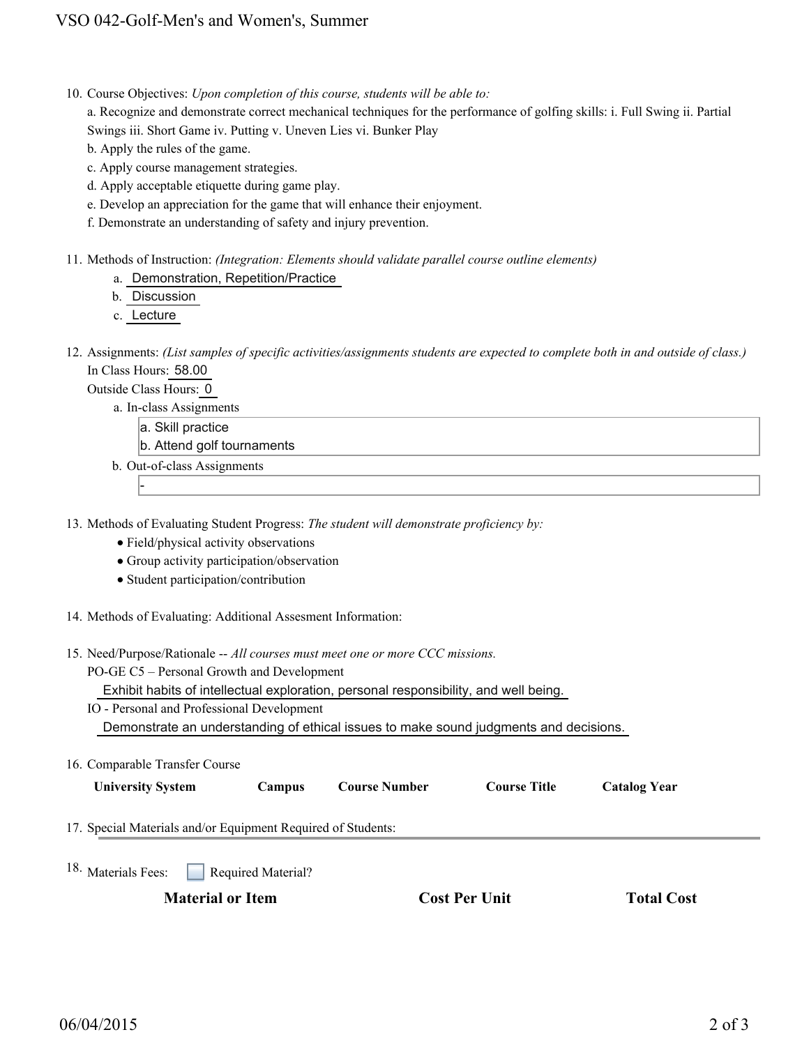10. Course Objectives: *Upon completion of this course, students will be able to:*

    a. Recognize and demonstrate correct mechanical techniques for the performance of golfing skills: i. Full Swing ii. Partial Swings iii. Short Game iv. Putting v. Uneven Lies vi. Bunker Play

    b. Apply the rules of the game.

    c. Apply course management strategies.

    d. Apply acceptable etiquette during game play.

    e. Develop an appreciation for the game that will enhance their enjoyment.

    f. Demonstrate an understanding of safety and injury prevention.

11. Methods of Instruction: *(Integration: Elements should validate parallel course outline elements)*

    a. Demonstration, Repetition/Practice

    b. Discussion

    c. Lecture

12. Assignments: *(List samples of specific activities/assignments students are expected to complete both in and outside of class.)*

    In Class Hours: 58.00

    Outside Class Hours: 0

    a. In-class Assignments

       a. Skill practice
       b. Attend golf tournaments

    b. Out-of-class Assignments

       -

13. Methods of Evaluating Student Progress: *The student will demonstrate proficiency by:*

    - Field/physical activity observations
    - Group activity participation/observation
    - Student participation/contribution

14. Methods of Evaluating: Additional Assesment Information:

15. Need/Purpose/Rationale -- *All courses must meet one or more CCC missions.*

    PO-GE C5 – Personal Growth and Development

    Exhibit habits of intellectual exploration, personal responsibility, and well being.

    IO - Personal and Professional Development

    Demonstrate an understanding of ethical issues to make sound judgments and decisions.

16. Comparable Transfer Course

| University System | Campus | Course Number | Course Title | Catalog Year |
|---|---|---|---|---|

17. Special Materials and/or Equipment Required of Students:

18. Materials Fees: ☐ Required Material?

| Material or Item | Cost Per Unit | Total Cost |
|---|---|---|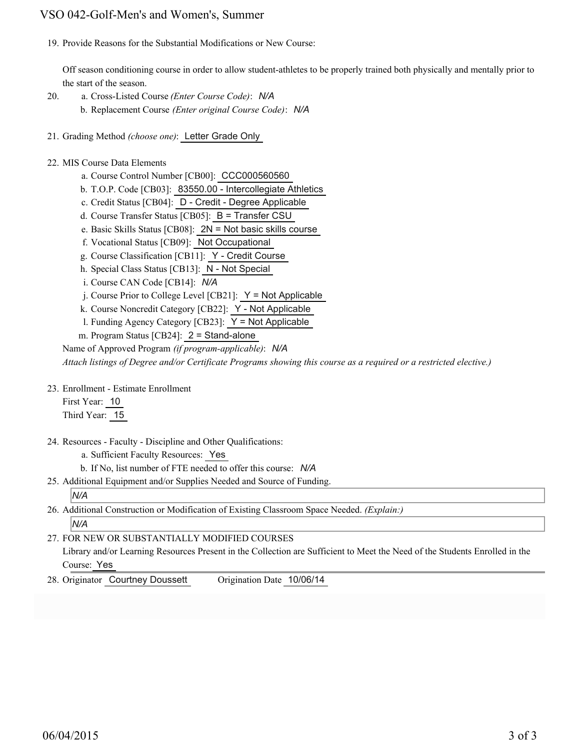19. Provide Reasons for the Substantial Modifications or New Course:

    Off season conditioning course in order to allow student-athletes to be properly trained both physically and mentally prior to the start of the season.

20. a. Cross-Listed Course *(Enter Course Code)*: *N/A*
    b. Replacement Course *(Enter original Course Code)*: *N/A*

21. Grading Method *(choose one)*: Letter Grade Only

22. MIS Course Data Elements
    a. Course Control Number [CB00]: CCC000560560
    b. T.O.P. Code [CB03]: 83550.00 - Intercollegiate Athletics
    c. Credit Status [CB04]: D - Credit - Degree Applicable
    d. Course Transfer Status [CB05]: B = Transfer CSU
    e. Basic Skills Status [CB08]: 2N = Not basic skills course
    f. Vocational Status [CB09]: Not Occupational
    g. Course Classification [CB11]: Y - Credit Course
    h. Special Class Status [CB13]: N - Not Special
    i. Course CAN Code [CB14]: *N/A*
    j. Course Prior to College Level [CB21]: Y = Not Applicable
    k. Course Noncredit Category [CB22]: Y - Not Applicable
    l. Funding Agency Category [CB23]: Y = Not Applicable
    m. Program Status [CB24]: 2 = Stand-alone

    Name of Approved Program *(if program-applicable)*: *N/A*

    *Attach listings of Degree and/or Certificate Programs showing this course as a required or a restricted elective.)*

23. Enrollment - Estimate Enrollment
    First Year: 10
    Third Year: 15

24. Resources - Faculty - Discipline and Other Qualifications:
    a. Sufficient Faculty Resources: Yes
    b. If No, list number of FTE needed to offer this course: *N/A*

25. Additional Equipment and/or Supplies Needed and Source of Funding.
    *N/A*

26. Additional Construction or Modification of Existing Classroom Space Needed. *(Explain:)*
    *N/A*

27. FOR NEW OR SUBSTANTIALLY MODIFIED COURSES
    Library and/or Learning Resources Present in the Collection are Sufficient to Meet the Need of the Students Enrolled in the Course: Yes

28. Originator Courtney Doussett     Origination Date 10/06/14